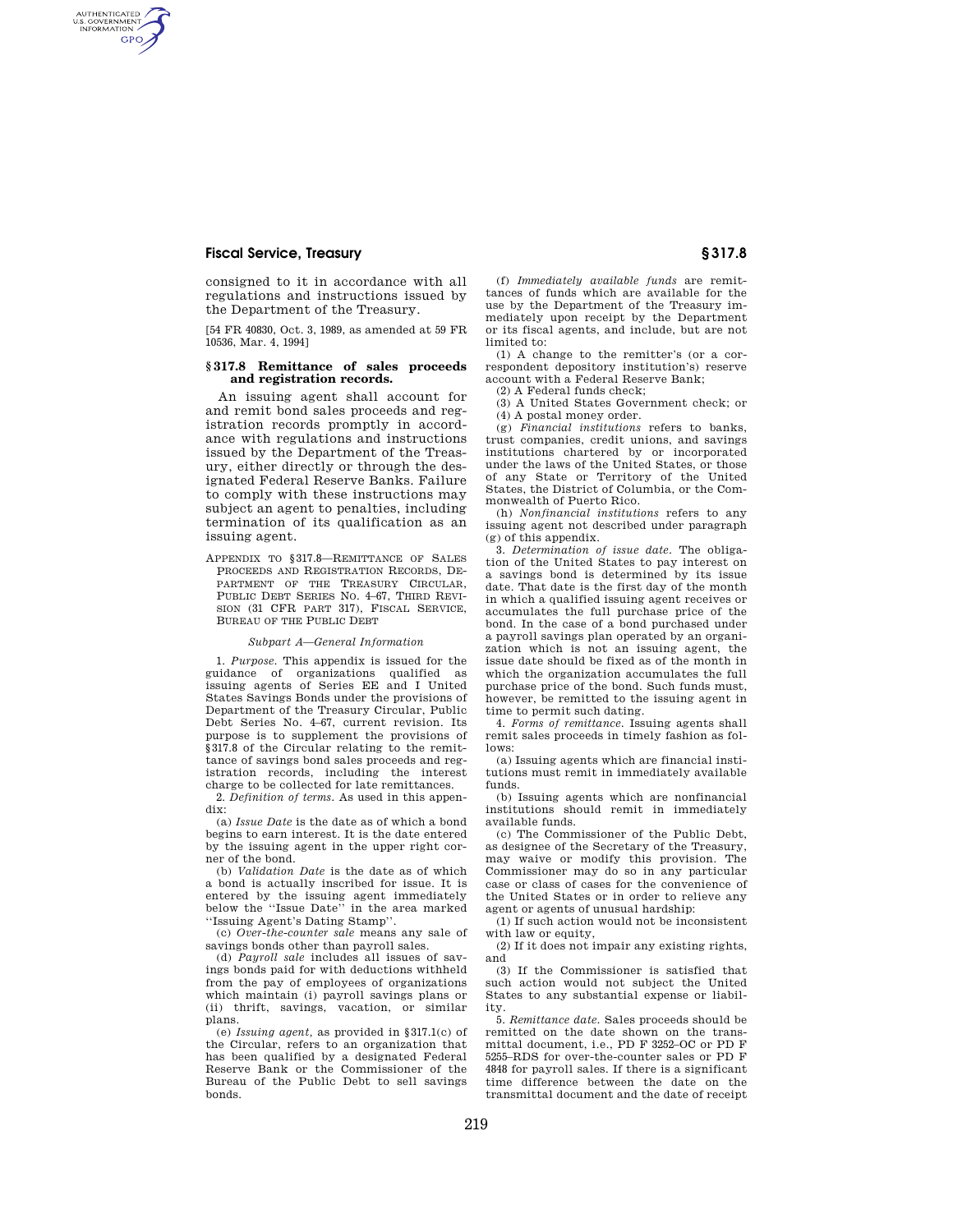consigned to it in accordance with all regulations and instructions issued by the Department of the Treasury.

[54 FR 40830, Oct. 3, 1989, as amended at 59 FR 10536, Mar. 4, 1994]

### § 317.8 Remittance of sales proceeds and registration records.

An issuing agent shall account for and remit bond sales proceeds and registration records promptly in accordance with regulations and instructions issued by the Department of the Treasury, either directly or through the designated Federal Reserve Banks. Failure to comply with these instructions may subject an agent to penalties, including termination of its qualification as an issuing agent.

APPENDIX TO § 317.8—REMITTANCE OF SALES PROCEEDS AND REGISTRATION RECORDS, DEPARTMENT OF THE TREASURY CIRCULAR, PUBLIC DEBT SERIES NO. 4–67, THIRD REVISION (31 CFR PART 317), FISCAL SERVICE, BUREAU OF THE PUBLIC DEBT

*Subpart A—General Information*

1. *Purpose.* This appendix is issued for the guidance of organizations qualified as issuing agents of Series EE and I United States Savings Bonds under the provisions of Department of the Treasury Circular, Public Debt Series No. 4–67, current revision. Its purpose is to supplement the provisions of §317.8 of the Circular relating to the remittance of savings bond sales proceeds and registration records, including the interest charge to be collected for late remittances.

2. *Definition of terms.* As used in this appendix:

(a) *Issue Date* is the date as of which a bond begins to earn interest. It is the date entered by the issuing agent in the upper right corner of the bond.

(b) *Validation Date* is the date as of which a bond is actually inscribed for issue. It is entered by the issuing agent immediately below the "Issue Date" in the area marked "Issuing Agent's Dating Stamp".

(c) *Over-the-counter sale* means any sale of savings bonds other than payroll sales.

(d) *Payroll sale* includes all issues of savings bonds paid for with deductions withheld from the pay of employees of organizations which maintain (i) payroll savings plans or (ii) thrift, savings, vacation, or similar plans.

(e) *Issuing agent*, as provided in §317.1(c) of the Circular, refers to an organization that has been qualified by a designated Federal Reserve Bank or the Commissioner of the Bureau of the Public Debt to sell savings bonds.

(f) *Immediately available funds* are remittances of funds which are available for the use by the Department of the Treasury immediately upon receipt by the Department or its fiscal agents, and include, but are not limited to:

(1) A change to the remitter's (or a correspondent depository institution's) reserve account with a Federal Reserve Bank;

(2) A Federal funds check;

(3) A United States Government check; or

(4) A postal money order.

(g) *Financial institutions* refers to banks, trust companies, credit unions, and savings institutions chartered by or incorporated under the laws of the United States, or those of any State or Territory of the United States, the District of Columbia, or the Commonwealth of Puerto Rico.

(h) *Nonfinancial institutions* refers to any issuing agent not described under paragraph (g) of this appendix.

3. *Determination of issue date.* The obligation of the United States to pay interest on a savings bond is determined by its issue date. That date is the first day of the month in which a qualified issuing agent receives or accumulates the full purchase price of the bond. In the case of a bond purchased under a payroll savings plan operated by an organization which is not an issuing agent, the issue date should be fixed as of the month in which the organization accumulates the full purchase price of the bond. Such funds must, however, be remitted to the issuing agent in time to permit such dating.

4. *Forms of remittance.* Issuing agents shall remit sales proceeds in timely fashion as follows:

(a) Issuing agents which are financial institutions must remit in immediately available funds.

(b) Issuing agents which are nonfinancial institutions should remit in immediately available funds.

(c) The Commissioner of the Public Debt, as designee of the Secretary of the Treasury, may waive or modify this provision. The Commissioner may do so in any particular case or class of cases for the convenience of the United States or in order to relieve any agent or agents of unusual hardship:

(1) If such action would not be inconsistent with law or equity,

(2) If it does not impair any existing rights, and

(3) If the Commissioner is satisfied that such action would not subject the United States to any substantial expense or liability.

5. *Remittance date.* Sales proceeds should be remitted on the date shown on the transmittal document, i.e., PD F 3252–OC or PD F 5255–RDS for over-the-counter sales or PD F 4848 for payroll sales. If there is a significant time difference between the date on the transmittal document and the date of receipt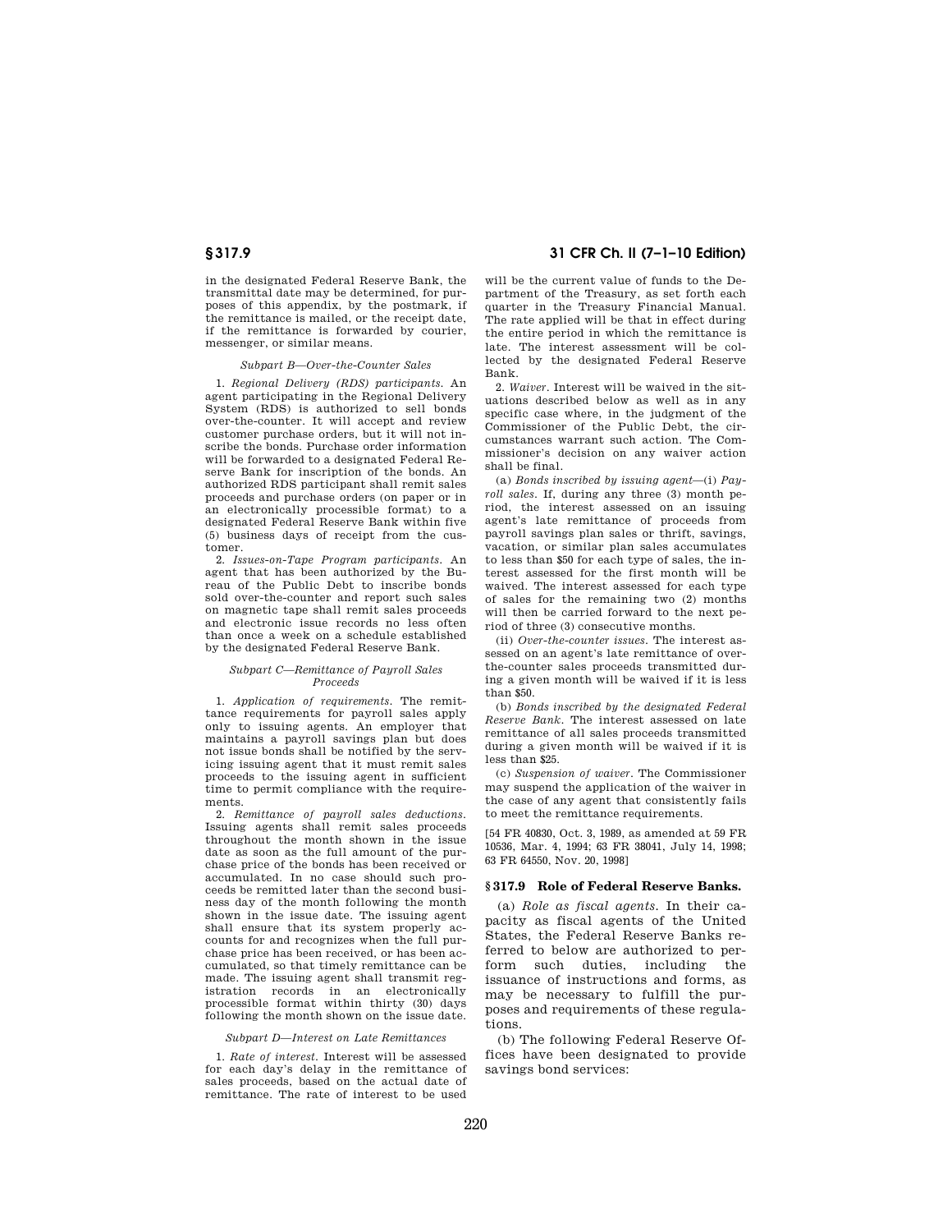in the designated Federal Reserve Bank, the transmittal date may be determined, for purposes of this appendix, by the postmark, if the remittance is mailed, or the receipt date, if the remittance is forwarded by courier, messenger, or similar means.

*Subpart B—Over-the-Counter Sales*

1. *Regional Delivery (RDS) participants.* An agent participating in the Regional Delivery System (RDS) is authorized to sell bonds over-the-counter. It will accept and review customer purchase orders, but it will not inscribe the bonds. Purchase order information will be forwarded to a designated Federal Reserve Bank for inscription of the bonds. An authorized RDS participant shall remit sales proceeds and purchase orders (on paper or in an electronically processible format) to a designated Federal Reserve Bank within five (5) business days of receipt from the customer.

2. *Issues-on-Tape Program participants.* An agent that has been authorized by the Bureau of the Public Debt to inscribe bonds sold over-the-counter and report such sales on magnetic tape shall remit sales proceeds and electronic issue records no less often than once a week on a schedule established by the designated Federal Reserve Bank.

*Subpart C—Remittance of Payroll Sales Proceeds*

1. *Application of requirements.* The remittance requirements for payroll sales apply only to issuing agents. An employer that maintains a payroll savings plan but does not issue bonds shall be notified by the servicing issuing agent that it must remit sales proceeds to the issuing agent in sufficient time to permit compliance with the requirements.

2. *Remittance of payroll sales deductions.* Issuing agents shall remit sales proceeds throughout the month shown in the issue date as soon as the full amount of the purchase price of the bonds has been received or accumulated. In no case should such proceeds be remitted later than the second business day of the month following the month shown in the issue date. The issuing agent shall ensure that its system properly accounts for and recognizes when the full purchase price has been received, or has been accumulated, so that timely remittance can be made. The issuing agent shall transmit registration records in an electronically processible format within thirty (30) days following the month shown on the issue date.

*Subpart D—Interest on Late Remittances*

1. *Rate of interest.* Interest will be assessed for each day's delay in the remittance of sales proceeds, based on the actual date of remittance. The rate of interest to be used will be the current value of funds to the Department of the Treasury, as set forth each quarter in the Treasury Financial Manual. The rate applied will be that in effect during the entire period in which the remittance is late. The interest assessment will be collected by the designated Federal Reserve Bank.

2. *Waiver.* Interest will be waived in the situations described below as well as in any specific case where, in the judgment of the Commissioner of the Public Debt, the circumstances warrant such action. The Commissioner's decision on any waiver action shall be final.

(a) *Bonds inscribed by issuing agent*—(i) *Payroll sales.* If, during any three (3) month period, the interest assessed on an issuing agent's late remittance of proceeds from payroll savings plan sales or thrift, savings, vacation, or similar plan sales accumulates to less than $50 for each type of sales, the interest assessed for the first month will be waived. The interest assessed for each type of sales for the remaining two (2) months will then be carried forward to the next period of three (3) consecutive months.

(ii) *Over-the-counter issues.* The interest assessed on an agent's late remittance of over-the-counter sales proceeds transmitted during a given month will be waived if it is less than $50.

(b) *Bonds inscribed by the designated Federal Reserve Bank.* The interest assessed on late remittance of all sales proceeds transmitted during a given month will be waived if it is less than $25.

(c) *Suspension of waiver.* The Commissioner may suspend the application of the waiver in the case of any agent that consistently fails to meet the remittance requirements.

[54 FR 40830, Oct. 3, 1989, as amended at 59 FR 10536, Mar. 4, 1994; 63 FR 38041, July 14, 1998; 63 FR 64550, Nov. 20, 1998]

## § 317.9 Role of Federal Reserve Banks.

(a) *Role as fiscal agents.* In their capacity as fiscal agents of the United States, the Federal Reserve Banks referred to below are authorized to perform such duties, including the issuance of instructions and forms, as may be necessary to fulfill the purposes and requirements of these regulations.

(b) The following Federal Reserve Offices have been designated to provide savings bond services: